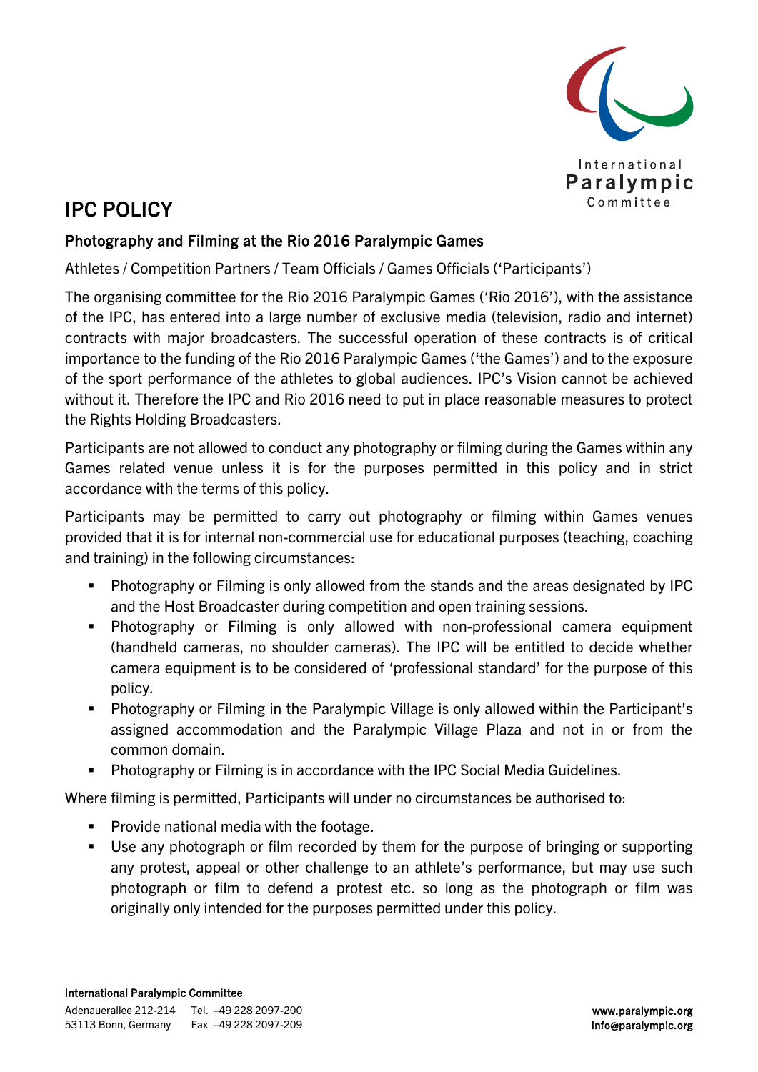# IPC POLICY

## Photography and Filming at the Rio 2016 Paralympic Games

Athletes / Competition Partners / Team Officials / Games Officials ('Participants')

The organising committee for the Rio 2016 Paralympic Games ('Rio 2016'), with the assistance of the IPC, has entered into a large number of exclusive media (television, radio and internet) contracts with major broadcasters. The successful operation of these contracts is of critical importance to the funding of the Rio 2016 Paralympic Games ('the Games') and to the exposure of the sport performance of the athletes to global audiences. IPC's Vision cannot be achieved without it. Therefore the IPC and Rio 2016 need to put in place reasonable measures to protect the Rights Holding Broadcasters.

Participants are not allowed to conduct any photography or filming during the Games within any Games related venue unless it is for the purposes permitted in this policy and in strict accordance with the terms of this policy.

Participants may be permitted to carry out photography or filming within Games venues provided that it is for internal non-commercial use for educational purposes (teaching, coaching and training) in the following circumstances:

- Photography or Filming is only allowed from the stands and the areas designated by IPC and the Host Broadcaster during competition and open training sessions.
- Photography or Filming is only allowed with non-professional camera equipment (handheld cameras, no shoulder cameras). The IPC will be entitled to decide whether camera equipment is to be considered of 'professional standard' for the purpose of this policy.
- Photography or Filming in the Paralympic Village is only allowed within the Participant's assigned accommodation and the Paralympic Village Plaza and not in or from the common domain.
- Photography or Filming is in accordance with the IPC Social Media Guidelines.

Where filming is permitted, Participants will under no circumstances be authorised to:

- Provide national media with the footage.
- Use any photograph or film recorded by them for the purpose of bringing or supporting any protest, appeal or other challenge to an athlete's performance, but may use such photograph or film to defend a protest etc. so long as the photograph or film was originally only intended for the purposes permitted under this policy.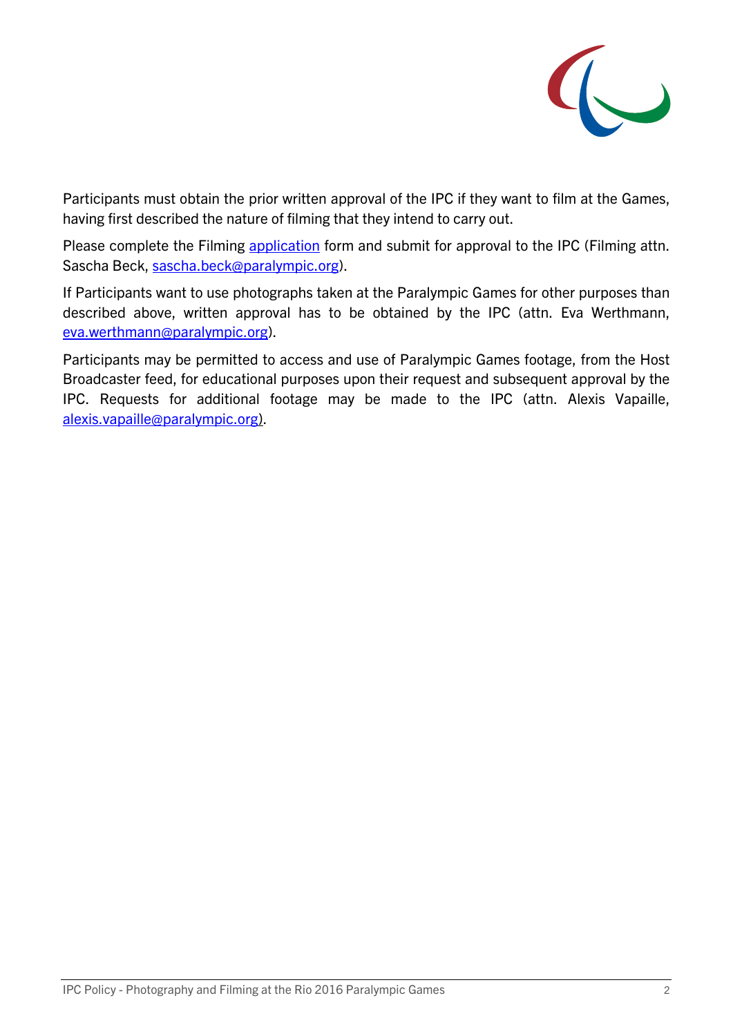Participants must obtain the prior written approval of the IPC if they want to film at the Games, having first described the nature of filming that they intend to carry out.

Please complete the Filming [application](application) form and submit for approval to the IPC (Filming attn. Sascha Beck, sascha.beck@paralympic.org).

If Participants want to use photographs taken at the Paralympic Games for other purposes than described above, written approval has to be obtained by the IPC (attn. Eva Werthmann, eva.werthmann@paralympic.org).

Participants may be permitted to access and use of Paralympic Games footage, from the Host Broadcaster feed, for educational purposes upon their request and subsequent approval by the IPC. Requests for additional footage may be made to the IPC (attn. Alexis Vapaille, alexis.vapaille@paralympic.org).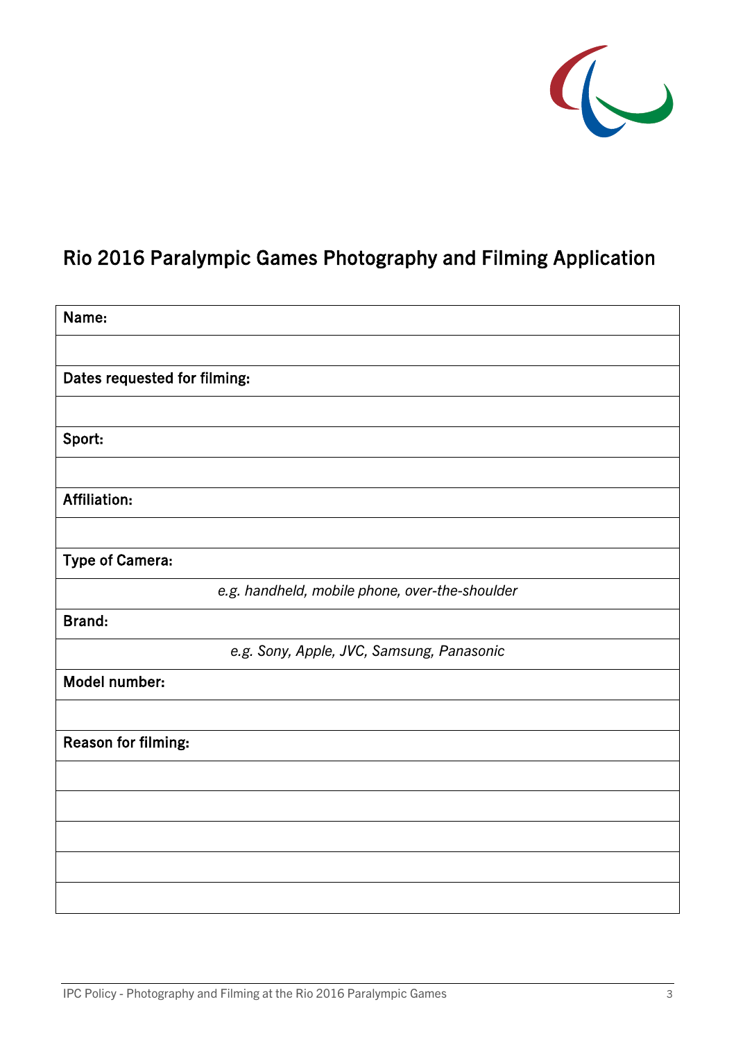# Rio 2016 Paralympic Games Photography and Filming Application

| |
|---|
| **Name:** |
| |
| **Dates requested for filming:** |
| |
| **Sport:** |
| |
| **Affiliation:** |
| |
| **Type of Camera:** |
| *e.g. handheld, mobile phone, over-the-shoulder* |
| **Brand:** |
| *e.g. Sony, Apple, JVC, Samsung, Panasonic* |
| **Model number:** |
| |
| **Reason for filming:** |
| |
| |
| |
| |
| |